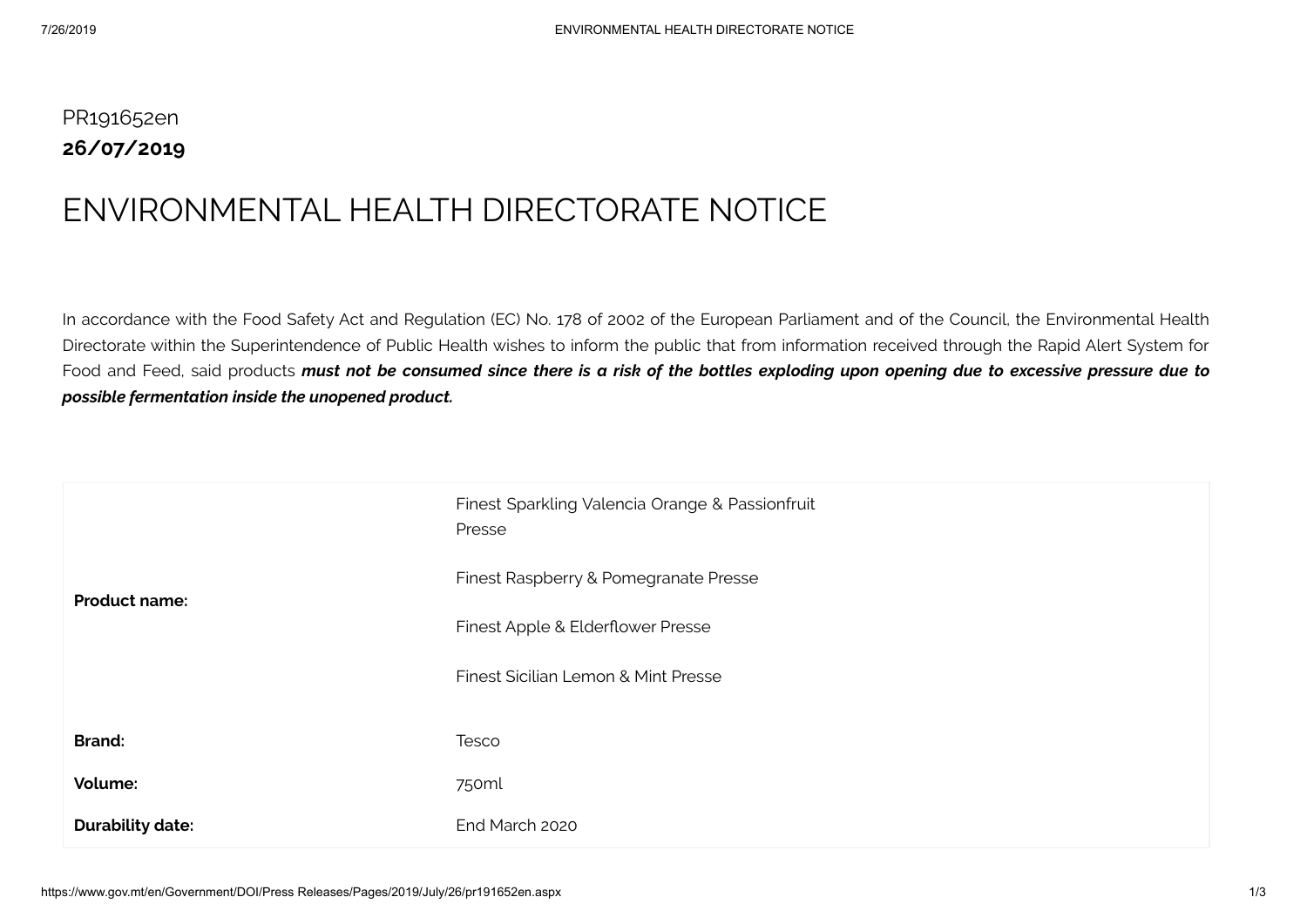PR191652en

**26/07/2019**

# ENVIRONMENTAL HEALTH DIRECTORATE NOTICE

In accordance with the Food Safety Act and Regulation (EC) No. 178 of 2002 of the European Parliament and of the Council, the Environmental Health Directorate within the Superintendence of Public Health wishes to inform the public that from information received through the Rapid Alert System for Food and Feed, said products ***must not be consumed since there is a risk of the bottles exploding upon opening due to excessive pressure due to possible fermentation inside the unopened product.***

| | |
|---|---|
| **Product name:** | Finest Sparkling Valencia Orange & Passionfruit Presse<br><br>Finest Raspberry & Pomegranate Presse<br><br>Finest Apple & Elderflower Presse<br><br>Finest Sicilian Lemon & Mint Presse |
| **Brand:** | Tesco |
| **Volume:** | 750ml |
| **Durability date:** | End March 2020 |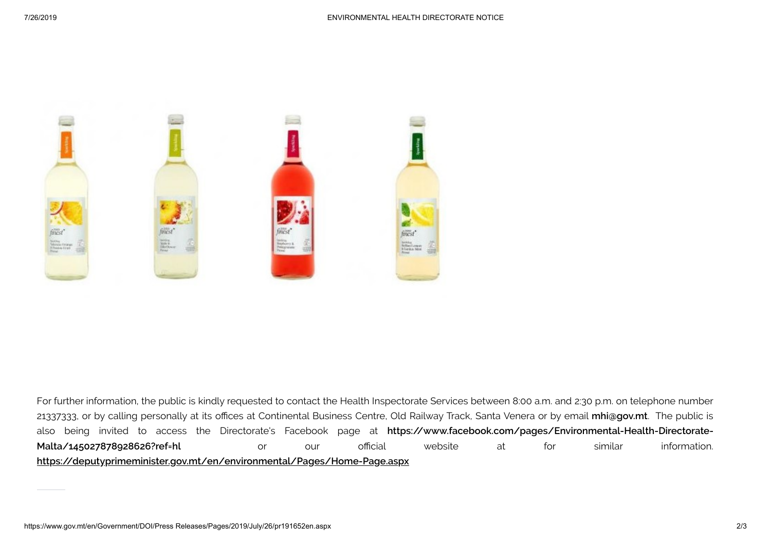For further information, the public is kindly requested to contact the Health Inspectorate Services between 8:00 a.m. and 2:30 p.m. on telephone number 21337333, or by calling personally at its offices at Continental Business Centre, Old Railway Track, Santa Venera or by email **mhi@gov.mt**. The public is also being invited to access the Directorate's Facebook page at **https://www.facebook.com/pages/Environmental-Health-Directorate-Malta/145027878928626?ref=hl** or our official website at for similar information. **https://deputyprimeminister.gov.mt/en/environmental/Pages/Home-Page.aspx**